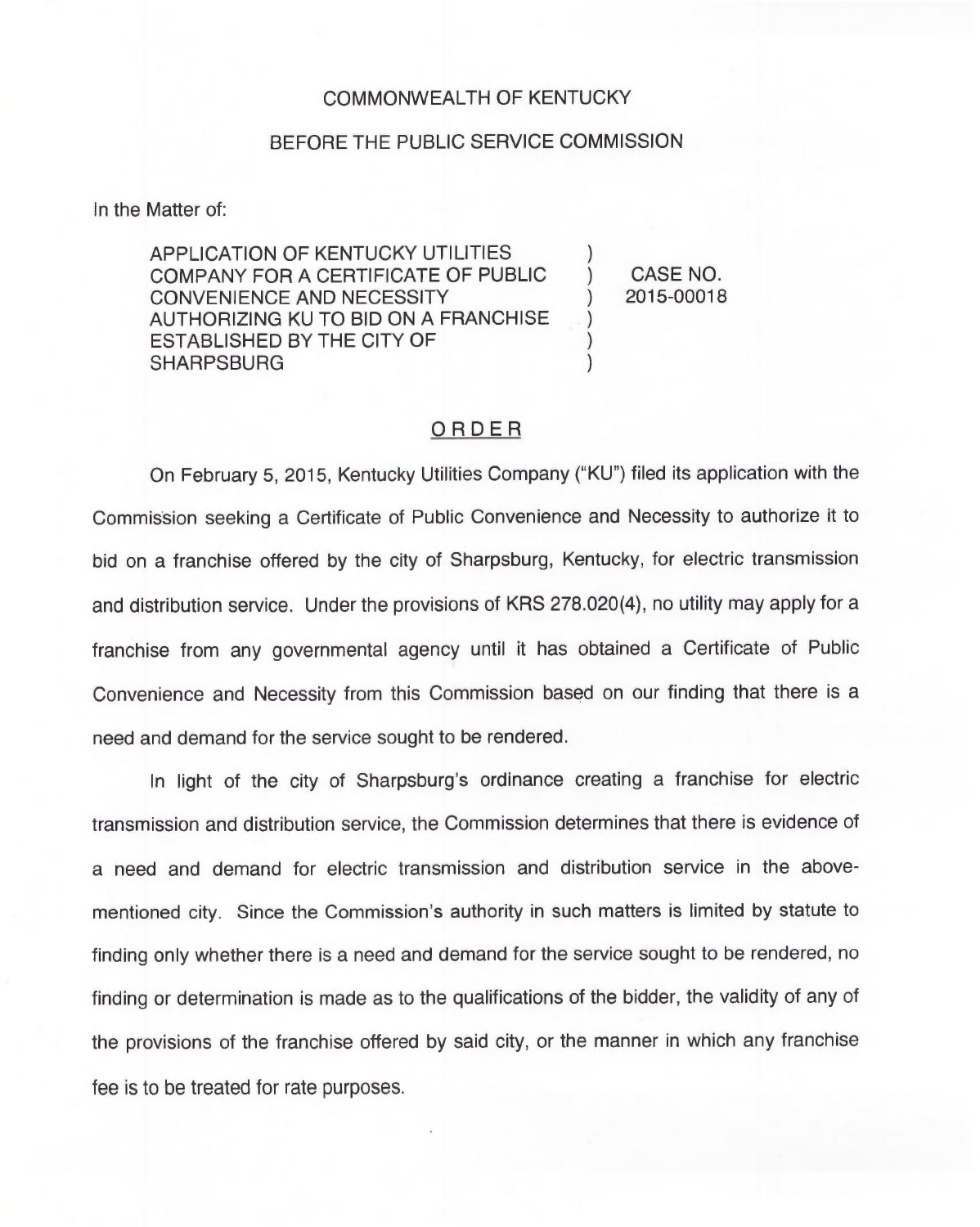COMMONWEALTH OF KENTUCKY

BEFORE THE PUBLIC SERVICE COMMISSION

In the Matter of:

| | | |
|---|---|---|
| APPLICATION OF KENTUCKY UTILITIES COMPANY FOR A CERTIFICATE OF PUBLIC CONVENIENCE AND NECESSITY AUTHORIZING KU TO BID ON A FRANCHISE ESTABLISHED BY THE CITY OF SHARPSBURG | ) | CASE NO. 2015-00018 |

## ORDER

On February 5, 2015, Kentucky Utilities Company ("KU") filed its application with the Commission seeking a Certificate of Public Convenience and Necessity to authorize it to bid on a franchise offered by the city of Sharpsburg, Kentucky, for electric transmission and distribution service. Under the provisions of KRS 278.020(4), no utility may apply for a franchise from any governmental agency until it has obtained a Certificate of Public Convenience and Necessity from this Commission based on our finding that there is a need and demand for the service sought to be rendered.

In light of the city of Sharpsburg's ordinance creating a franchise for electric transmission and distribution service, the Commission determines that there is evidence of a need and demand for electric transmission and distribution service in the above-mentioned city. Since the Commission's authority in such matters is limited by statute to finding only whether there is a need and demand for the service sought to be rendered, no finding or determination is made as to the qualifications of the bidder, the validity of any of the provisions of the franchise offered by said city, or the manner in which any franchise fee is to be treated for rate purposes.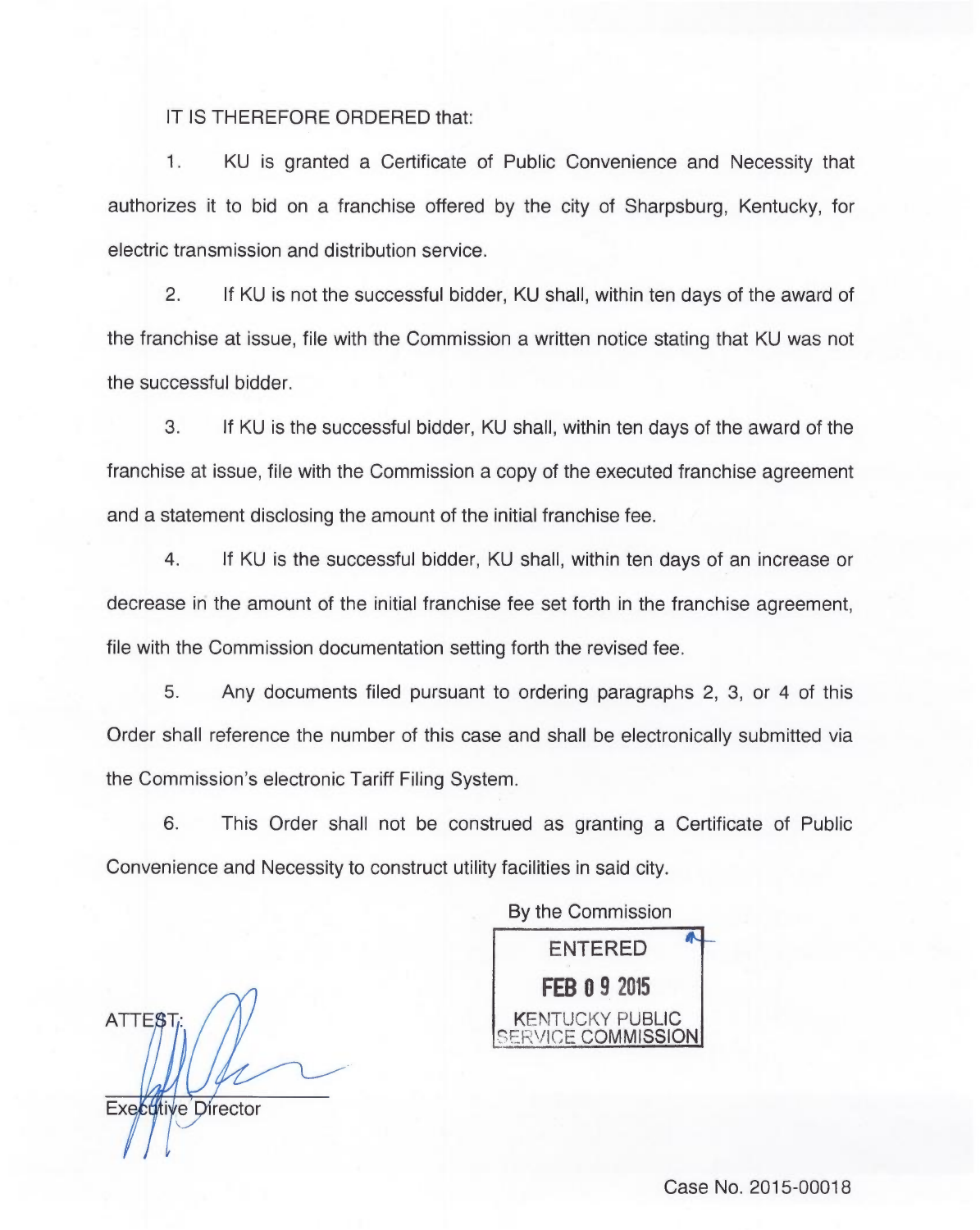IT IS THEREFORE ORDERED that:

1. KU is granted a Certificate of Public Convenience and Necessity that authorizes it to bid on a franchise offered by the city of Sharpsburg, Kentucky, for electric transmission and distribution service.

2. If KU is not the successful bidder, KU shall, within ten days of the award of the franchise at issue, file with the Commission a written notice stating that KU was not the successful bidder.

3. If KU is the successful bidder, KU shall, within ten days of the award of the franchise at issue, file with the Commission a copy of the executed franchise agreement and a statement disclosing the amount of the initial franchise fee.

4. If KU is the successful bidder, KU shall, within ten days of an increase or decrease in the amount of the initial franchise fee set forth in the franchise agreement, file with the Commission documentation setting forth the revised fee.

5. Any documents filed pursuant to ordering paragraphs 2, 3, or 4 of this Order shall reference the number of this case and shall be electronically submitted via the Commission's electronic Tariff Filing System.

6. This Order shall not be construed as granting a Certificate of Public Convenience and Necessity to construct utility facilities in said city.

By the Commission

ENTERED
FEB 09 2015
KENTUCKY PUBLIC SERVICE COMMISSION

ATTEST:

Executive Director

Case No. 2015-00018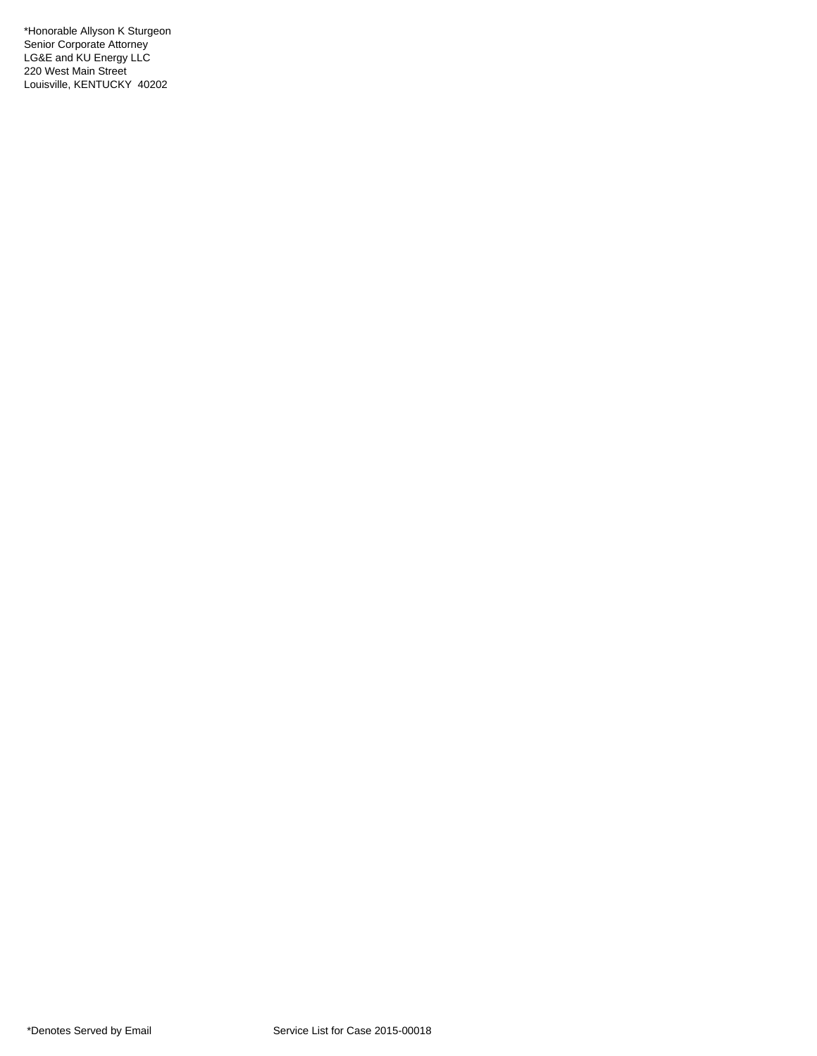*Honorable Allyson K Sturgeon
Senior Corporate Attorney
LG&E and KU Energy LLC
220 West Main Street
Louisville, KENTUCKY  40202

*Denotes Served by Email

Service List for Case 2015-00018